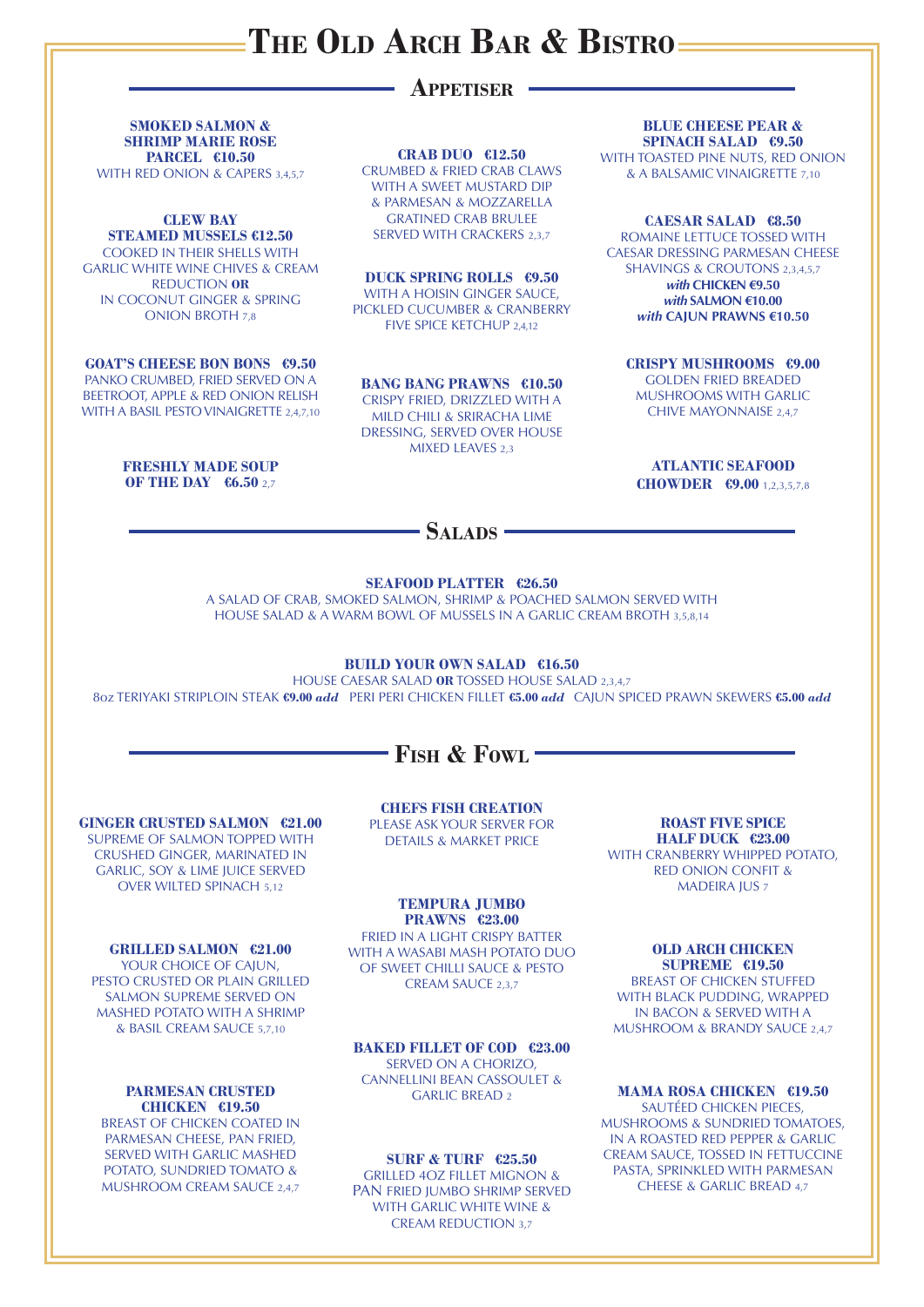# The Old Arch Bar & Bistro

## Appetiser

**SMOKED SALMON & SHRIMP MARIE ROSE PARCEL €10.50**
WITH RED ONION & CAPERS 3,4,5,7

**CLEW BAY STEAMED MUSSELS €12.50**
COOKED IN THEIR SHELLS WITH GARLIC WHITE WINE CHIVES & CREAM REDUCTION **OR** IN COCONUT GINGER & SPRING ONION BROTH 7,8

**GOAT'S CHEESE BON BONS €9.50**
PANKO CRUMBED, FRIED SERVED ON A BEETROOT, APPLE & RED ONION RELISH WITH A BASIL PESTO VINAIGRETTE 2,4,7,10

**FRESHLY MADE SOUP OF THE DAY €6.50** 2,7

**CRAB DUO €12.50**
CRUMBED & FRIED CRAB CLAWS WITH A SWEET MUSTARD DIP & PARMESAN & MOZZARELLA GRATINED CRAB BRULEE SERVED WITH CRACKERS 2,3,7

**DUCK SPRING ROLLS €9.50**
WITH A HOISIN GINGER SAUCE, PICKLED CUCUMBER & CRANBERRY FIVE SPICE KETCHUP 2,4,12

**BANG BANG PRAWNS €10.50**
CRISPY FRIED, DRIZZLED WITH A MILD CHILI & SRIRACHA LIME DRESSING, SERVED OVER HOUSE MIXED LEAVES 2,3

**BLUE CHEESE PEAR & SPINACH SALAD €9.50**
WITH TOASTED PINE NUTS, RED ONION & A BALSAMIC VINAIGRETTE 7,10

**CAESAR SALAD €8.50**
ROMAINE LETTUCE TOSSED WITH CAESAR DRESSING PARMESAN CHEESE SHAVINGS & CROUTONS 2,3,4,5,7
***with* CHICKEN €9.50**
***with* SALMON €10.00**
***with* CAJUN PRAWNS €10.50**

**CRISPY MUSHROOMS €9.00**
GOLDEN FRIED BREADED MUSHROOMS WITH GARLIC CHIVE MAYONNAISE 2,4,7

**ATLANTIC SEAFOOD CHOWDER €9.00** 1,2,3,5,7,8

## Salads

**SEAFOOD PLATTER €26.50**
A SALAD OF CRAB, SMOKED SALMON, SHRIMP & POACHED SALMON SERVED WITH HOUSE SALAD & A WARM BOWL OF MUSSELS IN A GARLIC CREAM BROTH 3,5,8,14

**BUILD YOUR OWN SALAD €16.50**
HOUSE CAESAR SALAD **OR** TOSSED HOUSE SALAD 2,3,4,7
8oz TERIYAKI STRIPLOIN STEAK **€9.00** ***add*** PERI PERI CHICKEN FILLET **€5.00** ***add*** CAJUN SPICED PRAWN SKEWERS **€5.00** ***add***

## Fish & Fowl

**GINGER CRUSTED SALMON €21.00**
SUPREME OF SALMON TOPPED WITH CRUSHED GINGER, MARINATED IN GARLIC, SOY & LIME JUICE SERVED OVER WILTED SPINACH 5,12

**GRILLED SALMON €21.00**
YOUR CHOICE OF CAJUN, PESTO CRUSTED OR PLAIN GRILLED SALMON SUPREME SERVED ON MASHED POTATO WITH A SHRIMP & BASIL CREAM SAUCE 5,7,10

**PARMESAN CRUSTED CHICKEN €19.50**
BREAST OF CHICKEN COATED IN PARMESAN CHEESE, PAN FRIED, SERVED WITH GARLIC MASHED POTATO, SUNDRIED TOMATO & MUSHROOM CREAM SAUCE 2,4,7

**CHEFS FISH CREATION**
PLEASE ASK YOUR SERVER FOR DETAILS & MARKET PRICE

**TEMPURA JUMBO PRAWNS €23.00**
FRIED IN A LIGHT CRISPY BATTER WITH A WASABI MASH POTATO DUO OF SWEET CHILLI SAUCE & PESTO CREAM SAUCE 2,3,7

**BAKED FILLET OF COD €23.00**
SERVED ON A CHORIZO, CANNELLINI BEAN CASSOULET & GARLIC BREAD 2

**SURF & TURF €25.50**
GRILLED 4OZ FILLET MIGNON & PAN FRIED JUMBO SHRIMP SERVED WITH GARLIC WHITE WINE & CREAM REDUCTION 3,7

**ROAST FIVE SPICE HALF DUCK €23.00**
WITH CRANBERRY WHIPPED POTATO, RED ONION CONFIT & MADEIRA JUS 7

**OLD ARCH CHICKEN SUPREME €19.50**
BREAST OF CHICKEN STUFFED WITH BLACK PUDDING, WRAPPED IN BACON & SERVED WITH A MUSHROOM & BRANDY SAUCE 2,4,7

**MAMA ROSA CHICKEN €19.50**
SAUTÉED CHICKEN PIECES, MUSHROOMS & SUNDRIED TOMATOES, IN A ROASTED RED PEPPER & GARLIC CREAM SAUCE, TOSSED IN FETTUCCINE PASTA, SPRINKLED WITH PARMESAN CHEESE & GARLIC BREAD 4,7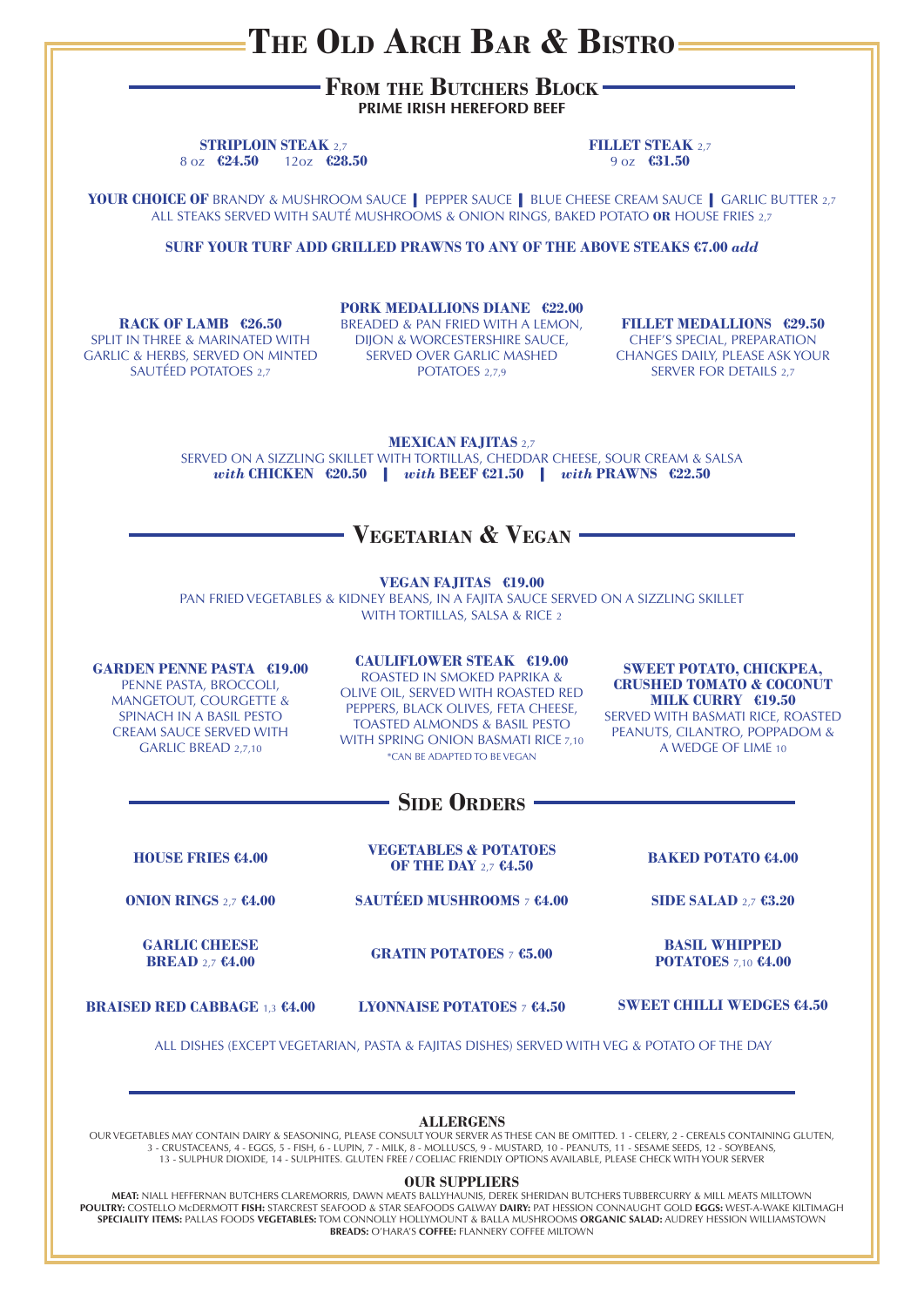# The Old Arch Bar & Bistro

## From the Butchers Block

**PRIME IRISH HEREFORD BEEF**

**STRIPLOIN STEAK** 2,7
8 oz **€24.50** 12oz **€28.50**

**FILLET STEAK** 2,7
9 oz **€31.50**

**YOUR CHOICE OF** BRANDY & MUSHROOM SAUCE | PEPPER SAUCE | BLUE CHEESE CREAM SAUCE | GARLIC BUTTER 2,7
ALL STEAKS SERVED WITH SAUTÉ MUSHROOMS & ONION RINGS, BAKED POTATO **OR** HOUSE FRIES 2,7

**SURF YOUR TURF ADD GRILLED PRAWNS TO ANY OF THE ABOVE STEAKS €7.00** ***add***

**RACK OF LAMB €26.50**
SPLIT IN THREE & MARINATED WITH GARLIC & HERBS, SERVED ON MINTED SAUTÉED POTATOES 2,7

**PORK MEDALLIONS DIANE €22.00**
BREADED & PAN FRIED WITH A LEMON, DIJON & WORCESTERSHIRE SAUCE, SERVED OVER GARLIC MASHED POTATOES 2,7,9

**FILLET MEDALLIONS €29.50**
CHEF'S SPECIAL, PREPARATION CHANGES DAILY, PLEASE ASK YOUR SERVER FOR DETAILS 2,7

**MEXICAN FAJITAS** 2,7
SERVED ON A SIZZLING SKILLET WITH TORTILLAS, CHEDDAR CHEESE, SOUR CREAM & SALSA
*with* **CHICKEN €20.50** | *with* **BEEF €21.50** | *with* **PRAWNS €22.50**

## Vegetarian & Vegan

**VEGAN FAJITAS €19.00**
PAN FRIED VEGETABLES & KIDNEY BEANS, IN A FAJITA SAUCE SERVED ON A SIZZLING SKILLET WITH TORTILLAS, SALSA & RICE 2

**GARDEN PENNE PASTA €19.00**
PENNE PASTA, BROCCOLI, MANGETOUT, COURGETTE & SPINACH IN A BASIL PESTO CREAM SAUCE SERVED WITH GARLIC BREAD 2,7,10

**CAULIFLOWER STEAK €19.00**
ROASTED IN SMOKED PAPRIKA & OLIVE OIL, SERVED WITH ROASTED RED PEPPERS, BLACK OLIVES, FETA CHEESE, TOASTED ALMONDS & BASIL PESTO WITH SPRING ONION BASMATI RICE 7,10
*CAN BE ADAPTED TO BE VEGAN

**SWEET POTATO, CHICKPEA, CRUSHED TOMATO & COCONUT MILK CURRY €19.50**
SERVED WITH BASMATI RICE, ROASTED PEANUTS, CILANTRO, POPPADOM & A WEDGE OF LIME 10

## Side Orders

**HOUSE FRIES €4.00**

**VEGETABLES & POTATOES OF THE DAY** 2,7 **€4.50**

**BAKED POTATO €4.00**

**ONION RINGS** 2,7 **€4.00**

**SAUTÉED MUSHROOMS** 7 **€4.00**

**SIDE SALAD** 2,7 **€3.20**

**GARLIC CHEESE BREAD** 2,7 **€4.00**

**GRATIN POTATOES** 7 **€5.00**

**BASIL WHIPPED POTATOES** 7,10 **€4.00**

**BRAISED RED CABBAGE** 1,3 **€4.00**

**LYONNAISE POTATOES** 7 **€4.50**

**SWEET CHILLI WEDGES €4.50**

ALL DISHES (EXCEPT VEGETARIAN, PASTA & FAJITAS DISHES) SERVED WITH VEG & POTATO OF THE DAY

### ALLERGENS

OUR VEGETABLES MAY CONTAIN DAIRY & SEASONING, PLEASE CONSULT YOUR SERVER AS THESE CAN BE OMITTED. 1 - CELERY, 2 - CEREALS CONTAINING GLUTEN, 3 - CRUSTACEANS, 4 - EGGS, 5 - FISH, 6 - LUPIN, 7 - MILK, 8 - MOLLUSCS, 9 - MUSTARD, 10 - PEANUTS, 11 - SESAME SEEDS, 12 - SOYBEANS, 13 - SULPHUR DIOXIDE, 14 - SULPHITES. GLUTEN FREE / COELIAC FRIENDLY OPTIONS AVAILABLE, PLEASE CHECK WITH YOUR SERVER

### OUR SUPPLIERS

**MEAT:** NIALL HEFFERNAN BUTCHERS CLAREMORRIS, DAWN MEATS BALLYHAUNIS, DEREK SHERIDAN BUTCHERS TUBBERCURRY & MILL MEATS MILLTOWN
**POULTRY:** COSTELLO McDERMOTT **FISH:** STARCREST SEAFOOD & STAR SEAFOODS GALWAY **DAIRY:** PAT HESSION CONNAUGHT GOLD **EGGS:** WEST-A-WAKE KILTIMAGH
**SPECIALITY ITEMS:** PALLAS FOODS **VEGETABLES:** TOM CONNOLLY HOLLYMOUNT & BALLA MUSHROOMS **ORGANIC SALAD:** AUDREY HESSION WILLIAMSTOWN
**BREADS:** O'HARA'S **COFFEE:** FLANNERY COFFEE MILTOWN